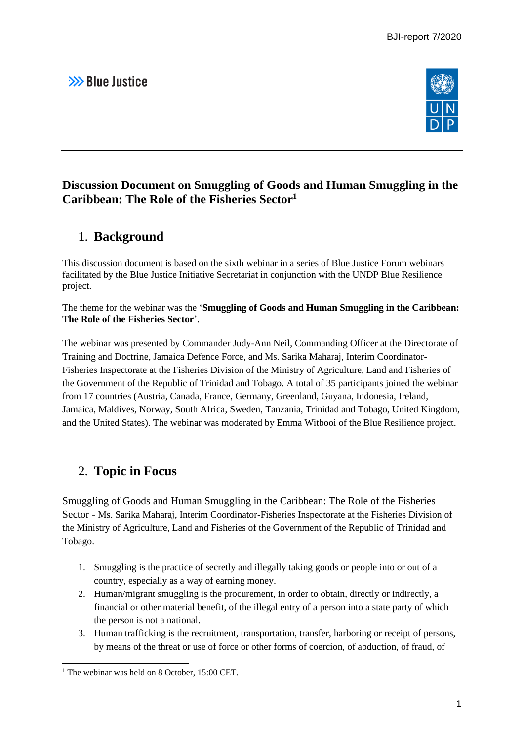# Discussion Document on Smuggling of Goods and Human Smuggling in the Caribbean: The Role of the Fisheries Sector[1]

## 1. Background

This discussion document is based on the sixth webinar in a series of Blue Justice Forum webinars facilitated by the Blue Justice Initiative Secretariat in conjunction with the UNDP Blue Resilience project.

The theme for the webinar was the '**Smuggling of Goods and Human Smuggling in the Caribbean: The Role of the Fisheries Sector**'.

The webinar was presented by Commander Judy-Ann Neil, Commanding Officer at the Directorate of Training and Doctrine, Jamaica Defence Force, and Ms. Sarika Maharaj, Interim Coordinator-Fisheries Inspectorate at the Fisheries Division of the Ministry of Agriculture, Land and Fisheries of the Government of the Republic of Trinidad and Tobago. A total of 35 participants joined the webinar from 17 countries (Austria, Canada, France, Germany, Greenland, Guyana, Indonesia, Ireland, Jamaica, Maldives, Norway, South Africa, Sweden, Tanzania, Trinidad and Tobago, United Kingdom, and the United States). The webinar was moderated by Emma Witbooi of the Blue Resilience project.

## 2. Topic in Focus

Smuggling of Goods and Human Smuggling in the Caribbean: The Role of the Fisheries Sector - Ms. Sarika Maharaj, Interim Coordinator-Fisheries Inspectorate at the Fisheries Division of the Ministry of Agriculture, Land and Fisheries of the Government of the Republic of Trinidad and Tobago.

1. Smuggling is the practice of secretly and illegally taking goods or people into or out of a country, especially as a way of earning money.
2. Human/migrant smuggling is the procurement, in order to obtain, directly or indirectly, a financial or other material benefit, of the illegal entry of a person into a state party of which the person is not a national.
3. Human trafficking is the recruitment, transportation, transfer, harboring or receipt of persons, by means of the threat or use of force or other forms of coercion, of abduction, of fraud, of

[1] The webinar was held on 8 October, 15:00 CET.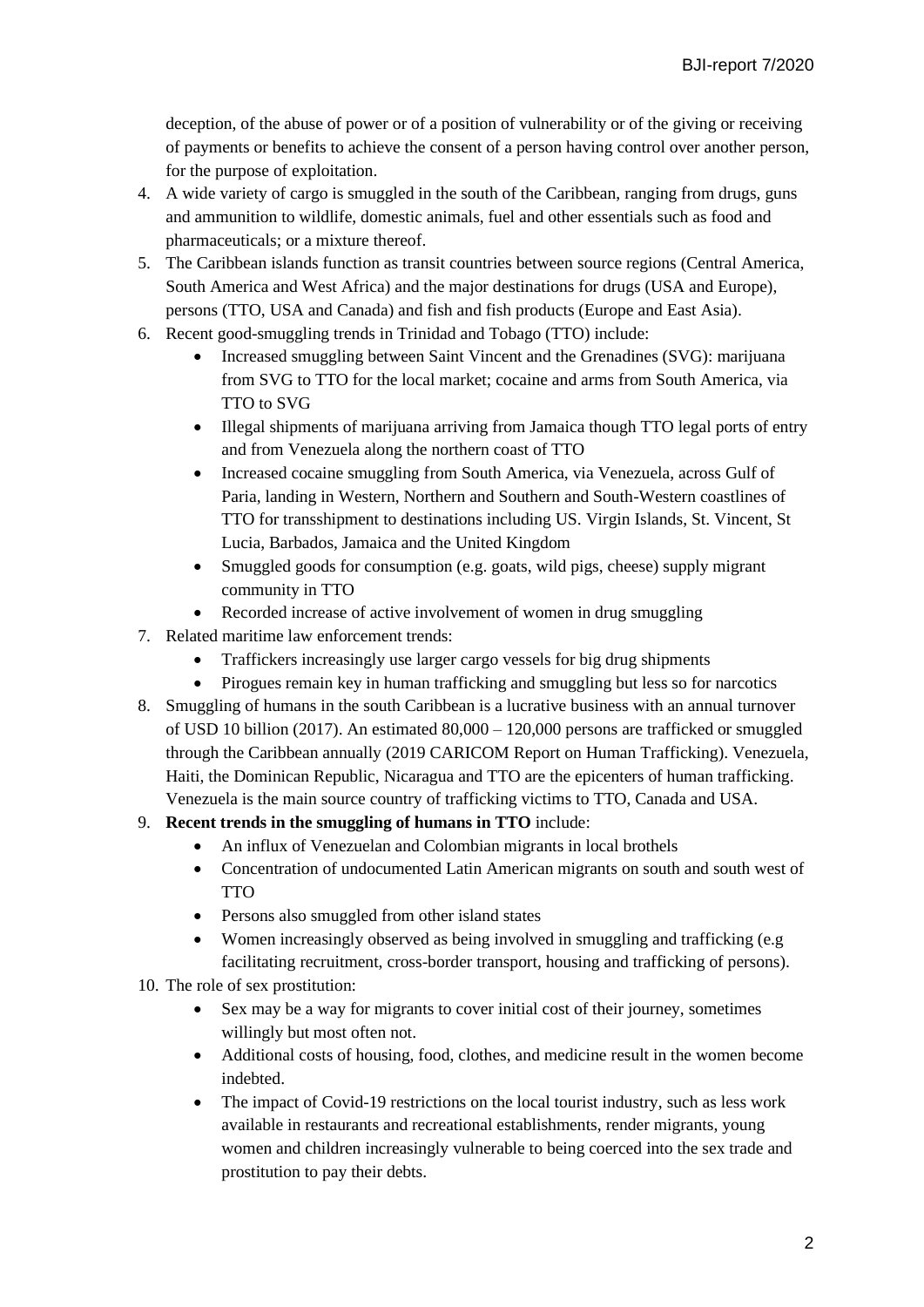deception, of the abuse of power or of a position of vulnerability or of the giving or receiving of payments or benefits to achieve the consent of a person having control over another person, for the purpose of exploitation.

4. A wide variety of cargo is smuggled in the south of the Caribbean, ranging from drugs, guns and ammunition to wildlife, domestic animals, fuel and other essentials such as food and pharmaceuticals; or a mixture thereof.
5. The Caribbean islands function as transit countries between source regions (Central America, South America and West Africa) and the major destinations for drugs (USA and Europe), persons (TTO, USA and Canada) and fish and fish products (Europe and East Asia).
6. Recent good-smuggling trends in Trinidad and Tobago (TTO) include:
   - Increased smuggling between Saint Vincent and the Grenadines (SVG): marijuana from SVG to TTO for the local market; cocaine and arms from South America, via TTO to SVG
   - Illegal shipments of marijuana arriving from Jamaica though TTO legal ports of entry and from Venezuela along the northern coast of TTO
   - Increased cocaine smuggling from South America, via Venezuela, across Gulf of Paria, landing in Western, Northern and Southern and South-Western coastlines of TTO for transshipment to destinations including US. Virgin Islands, St. Vincent, St Lucia, Barbados, Jamaica and the United Kingdom
   - Smuggled goods for consumption (e.g. goats, wild pigs, cheese) supply migrant community in TTO
   - Recorded increase of active involvement of women in drug smuggling
7. Related maritime law enforcement trends:
   - Traffickers increasingly use larger cargo vessels for big drug shipments
   - Pirogues remain key in human trafficking and smuggling but less so for narcotics
8. Smuggling of humans in the south Caribbean is a lucrative business with an annual turnover of USD 10 billion (2017). An estimated 80,000 – 120,000 persons are trafficked or smuggled through the Caribbean annually (2019 CARICOM Report on Human Trafficking). Venezuela, Haiti, the Dominican Republic, Nicaragua and TTO are the epicenters of human trafficking. Venezuela is the main source country of trafficking victims to TTO, Canada and USA.
9. **Recent trends in the smuggling of humans in TTO** include:
   - An influx of Venezuelan and Colombian migrants in local brothels
   - Concentration of undocumented Latin American migrants on south and south west of TTO
   - Persons also smuggled from other island states
   - Women increasingly observed as being involved in smuggling and trafficking (e.g facilitating recruitment, cross-border transport, housing and trafficking of persons).
10. The role of sex prostitution:
    - Sex may be a way for migrants to cover initial cost of their journey, sometimes willingly but most often not.
    - Additional costs of housing, food, clothes, and medicine result in the women become indebted.
    - The impact of Covid-19 restrictions on the local tourist industry, such as less work available in restaurants and recreational establishments, render migrants, young women and children increasingly vulnerable to being coerced into the sex trade and prostitution to pay their debts.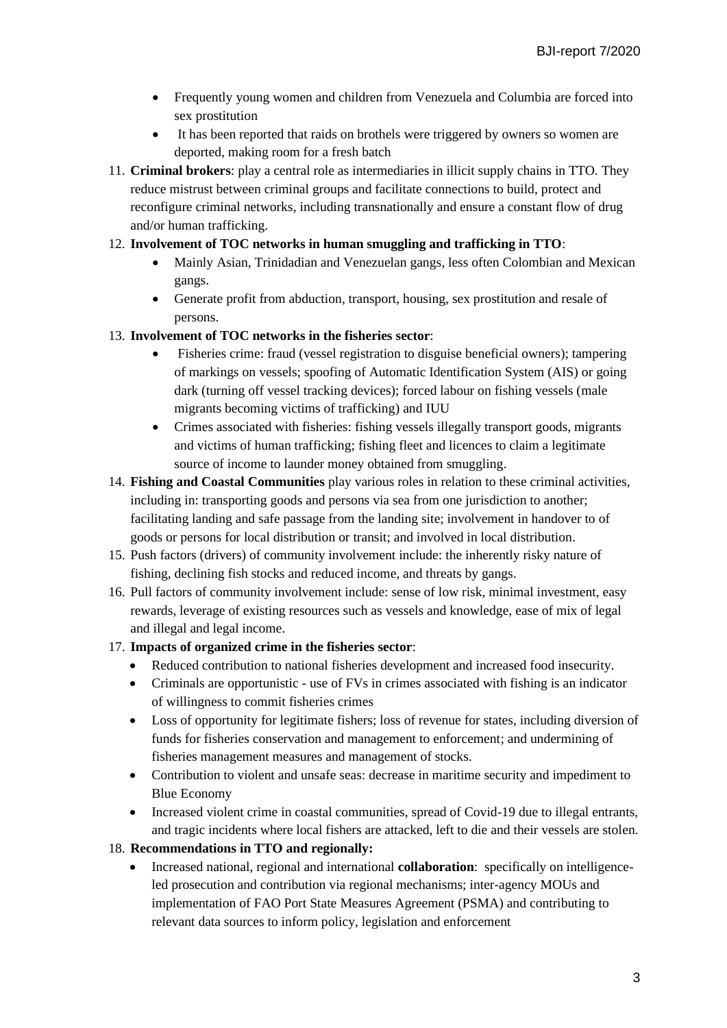- Frequently young women and children from Venezuela and Columbia are forced into sex prostitution
- It has been reported that raids on brothels were triggered by owners so women are deported, making room for a fresh batch

11. **Criminal brokers**: play a central role as intermediaries in illicit supply chains in TTO. They reduce mistrust between criminal groups and facilitate connections to build, protect and reconfigure criminal networks, including transnationally and ensure a constant flow of drug and/or human trafficking.
12. **Involvement of TOC networks in human smuggling and trafficking in TTO**:
    - Mainly Asian, Trinidadian and Venezuelan gangs, less often Colombian and Mexican gangs.
    - Generate profit from abduction, transport, housing, sex prostitution and resale of persons.
13. **Involvement of TOC networks in the fisheries sector**:
    - Fisheries crime: fraud (vessel registration to disguise beneficial owners); tampering of markings on vessels; spoofing of Automatic Identification System (AIS) or going dark (turning off vessel tracking devices); forced labour on fishing vessels (male migrants becoming victims of trafficking) and IUU
    - Crimes associated with fisheries: fishing vessels illegally transport goods, migrants and victims of human trafficking; fishing fleet and licences to claim a legitimate source of income to launder money obtained from smuggling.
14. **Fishing and Coastal Communities** play various roles in relation to these criminal activities, including in: transporting goods and persons via sea from one jurisdiction to another; facilitating landing and safe passage from the landing site; involvement in handover to of goods or persons for local distribution or transit; and involved in local distribution.
15. Push factors (drivers) of community involvement include: the inherently risky nature of fishing, declining fish stocks and reduced income, and threats by gangs.
16. Pull factors of community involvement include: sense of low risk, minimal investment, easy rewards, leverage of existing resources such as vessels and knowledge, ease of mix of legal and illegal and legal income.
17. **Impacts of organized crime in the fisheries sector**:
    - Reduced contribution to national fisheries development and increased food insecurity.
    - Criminals are opportunistic - use of FVs in crimes associated with fishing is an indicator of willingness to commit fisheries crimes
    - Loss of opportunity for legitimate fishers; loss of revenue for states, including diversion of funds for fisheries conservation and management to enforcement; and undermining of fisheries management measures and management of stocks.
    - Contribution to violent and unsafe seas: decrease in maritime security and impediment to Blue Economy
    - Increased violent crime in coastal communities, spread of Covid-19 due to illegal entrants, and tragic incidents where local fishers are attacked, left to die and their vessels are stolen.
18. **Recommendations in TTO and regionally:**
    - Increased national, regional and international **collaboration**: specifically on intelligence-led prosecution and contribution via regional mechanisms; inter-agency MOUs and implementation of FAO Port State Measures Agreement (PSMA) and contributing to relevant data sources to inform policy, legislation and enforcement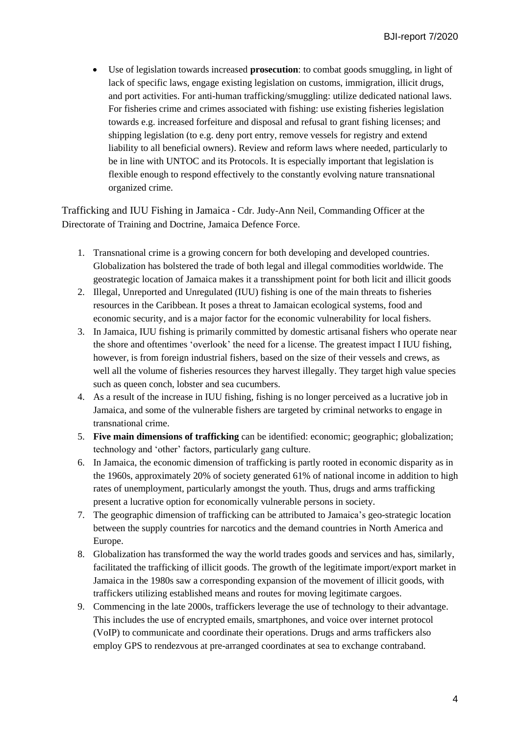- Use of legislation towards increased **prosecution**: to combat goods smuggling, in light of lack of specific laws, engage existing legislation on customs, immigration, illicit drugs, and port activities. For anti-human trafficking/smuggling: utilize dedicated national laws. For fisheries crime and crimes associated with fishing: use existing fisheries legislation towards e.g. increased forfeiture and disposal and refusal to grant fishing licenses; and shipping legislation (to e.g. deny port entry, remove vessels for registry and extend liability to all beneficial owners). Review and reform laws where needed, particularly to be in line with UNTOC and its Protocols. It is especially important that legislation is flexible enough to respond effectively to the constantly evolving nature transnational organized crime.

Trafficking and IUU Fishing in Jamaica - Cdr. Judy-Ann Neil, Commanding Officer at the Directorate of Training and Doctrine, Jamaica Defence Force.

1. Transnational crime is a growing concern for both developing and developed countries. Globalization has bolstered the trade of both legal and illegal commodities worldwide. The geostrategic location of Jamaica makes it a transshipment point for both licit and illicit goods
2. Illegal, Unreported and Unregulated (IUU) fishing is one of the main threats to fisheries resources in the Caribbean. It poses a threat to Jamaican ecological systems, food and economic security, and is a major factor for the economic vulnerability for local fishers.
3. In Jamaica, IUU fishing is primarily committed by domestic artisanal fishers who operate near the shore and oftentimes 'overlook' the need for a license. The greatest impact I IUU fishing, however, is from foreign industrial fishers, based on the size of their vessels and crews, as well all the volume of fisheries resources they harvest illegally. They target high value species such as queen conch, lobster and sea cucumbers.
4. As a result of the increase in IUU fishing, fishing is no longer perceived as a lucrative job in Jamaica, and some of the vulnerable fishers are targeted by criminal networks to engage in transnational crime.
5. **Five main dimensions of trafficking** can be identified: economic; geographic; globalization; technology and 'other' factors, particularly gang culture.
6. In Jamaica, the economic dimension of trafficking is partly rooted in economic disparity as in the 1960s, approximately 20% of society generated 61% of national income in addition to high rates of unemployment, particularly amongst the youth. Thus, drugs and arms trafficking present a lucrative option for economically vulnerable persons in society.
7. The geographic dimension of trafficking can be attributed to Jamaica's geo-strategic location between the supply countries for narcotics and the demand countries in North America and Europe.
8. Globalization has transformed the way the world trades goods and services and has, similarly, facilitated the trafficking of illicit goods. The growth of the legitimate import/export market in Jamaica in the 1980s saw a corresponding expansion of the movement of illicit goods, with traffickers utilizing established means and routes for moving legitimate cargoes.
9. Commencing in the late 2000s, traffickers leverage the use of technology to their advantage. This includes the use of encrypted emails, smartphones, and voice over internet protocol (VoIP) to communicate and coordinate their operations. Drugs and arms traffickers also employ GPS to rendezvous at pre-arranged coordinates at sea to exchange contraband.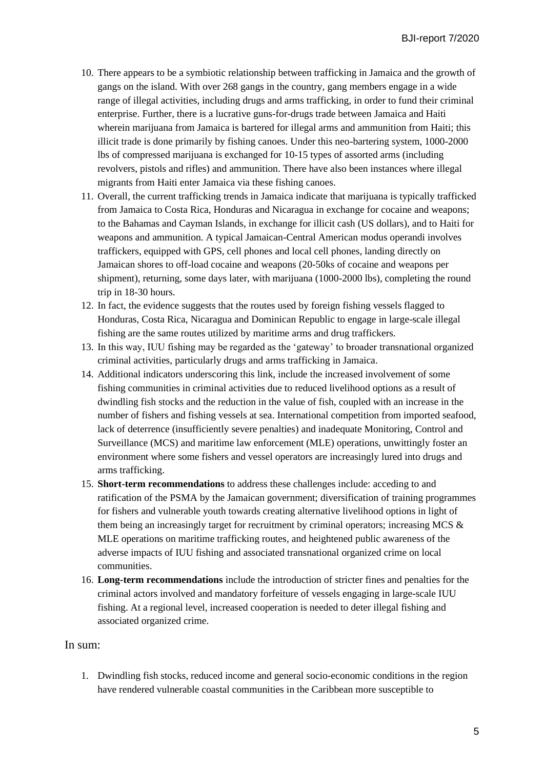10. There appears to be a symbiotic relationship between trafficking in Jamaica and the growth of gangs on the island. With over 268 gangs in the country, gang members engage in a wide range of illegal activities, including drugs and arms trafficking, in order to fund their criminal enterprise. Further, there is a lucrative guns-for-drugs trade between Jamaica and Haiti wherein marijuana from Jamaica is bartered for illegal arms and ammunition from Haiti; this illicit trade is done primarily by fishing canoes. Under this neo-bartering system, 1000-2000 lbs of compressed marijuana is exchanged for 10-15 types of assorted arms (including revolvers, pistols and rifles) and ammunition. There have also been instances where illegal migrants from Haiti enter Jamaica via these fishing canoes.
11. Overall, the current trafficking trends in Jamaica indicate that marijuana is typically trafficked from Jamaica to Costa Rica, Honduras and Nicaragua in exchange for cocaine and weapons; to the Bahamas and Cayman Islands, in exchange for illicit cash (US dollars), and to Haiti for weapons and ammunition. A typical Jamaican-Central American modus operandi involves traffickers, equipped with GPS, cell phones and local cell phones, landing directly on Jamaican shores to off-load cocaine and weapons (20-50ks of cocaine and weapons per shipment), returning, some days later, with marijuana (1000-2000 lbs), completing the round trip in 18-30 hours.
12. In fact, the evidence suggests that the routes used by foreign fishing vessels flagged to Honduras, Costa Rica, Nicaragua and Dominican Republic to engage in large-scale illegal fishing are the same routes utilized by maritime arms and drug traffickers.
13. In this way, IUU fishing may be regarded as the 'gateway' to broader transnational organized criminal activities, particularly drugs and arms trafficking in Jamaica.
14. Additional indicators underscoring this link, include the increased involvement of some fishing communities in criminal activities due to reduced livelihood options as a result of dwindling fish stocks and the reduction in the value of fish, coupled with an increase in the number of fishers and fishing vessels at sea. International competition from imported seafood, lack of deterrence (insufficiently severe penalties) and inadequate Monitoring, Control and Surveillance (MCS) and maritime law enforcement (MLE) operations, unwittingly foster an environment where some fishers and vessel operators are increasingly lured into drugs and arms trafficking.
15. **Short-term recommendations** to address these challenges include: acceding to and ratification of the PSMA by the Jamaican government; diversification of training programmes for fishers and vulnerable youth towards creating alternative livelihood options in light of them being an increasingly target for recruitment by criminal operators; increasing MCS & MLE operations on maritime trafficking routes, and heightened public awareness of the adverse impacts of IUU fishing and associated transnational organized crime on local communities.
16. **Long-term recommendations** include the introduction of stricter fines and penalties for the criminal actors involved and mandatory forfeiture of vessels engaging in large-scale IUU fishing. At a regional level, increased cooperation is needed to deter illegal fishing and associated organized crime.

## In sum:

1. Dwindling fish stocks, reduced income and general socio-economic conditions in the region have rendered vulnerable coastal communities in the Caribbean more susceptible to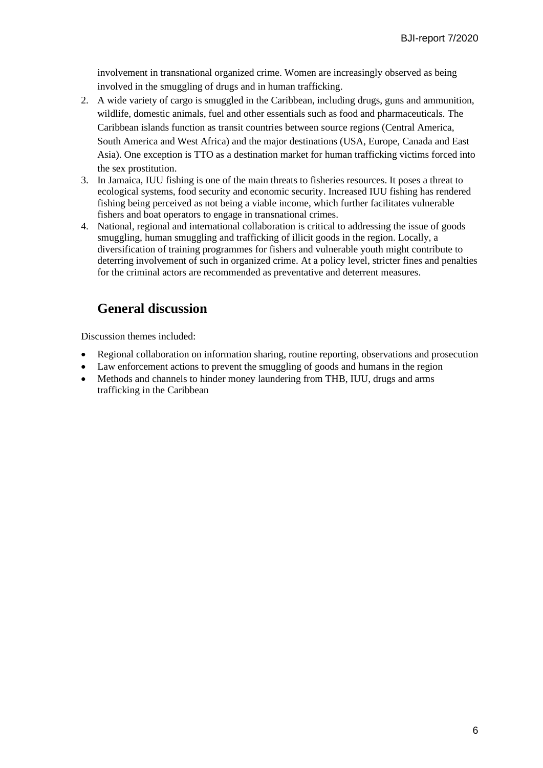involvement in transnational organized crime. Women are increasingly observed as being involved in the smuggling of drugs and in human trafficking.

2. A wide variety of cargo is smuggled in the Caribbean, including drugs, guns and ammunition, wildlife, domestic animals, fuel and other essentials such as food and pharmaceuticals. The Caribbean islands function as transit countries between source regions (Central America, South America and West Africa) and the major destinations (USA, Europe, Canada and East Asia). One exception is TTO as a destination market for human trafficking victims forced into the sex prostitution.
3. In Jamaica, IUU fishing is one of the main threats to fisheries resources. It poses a threat to ecological systems, food security and economic security. Increased IUU fishing has rendered fishing being perceived as not being a viable income, which further facilitates vulnerable fishers and boat operators to engage in transnational crimes.
4. National, regional and international collaboration is critical to addressing the issue of goods smuggling, human smuggling and trafficking of illicit goods in the region. Locally, a diversification of training programmes for fishers and vulnerable youth might contribute to deterring involvement of such in organized crime. At a policy level, stricter fines and penalties for the criminal actors are recommended as preventative and deterrent measures.

## General discussion

Discussion themes included:

- Regional collaboration on information sharing, routine reporting, observations and prosecution
- Law enforcement actions to prevent the smuggling of goods and humans in the region
- Methods and channels to hinder money laundering from THB, IUU, drugs and arms trafficking in the Caribbean